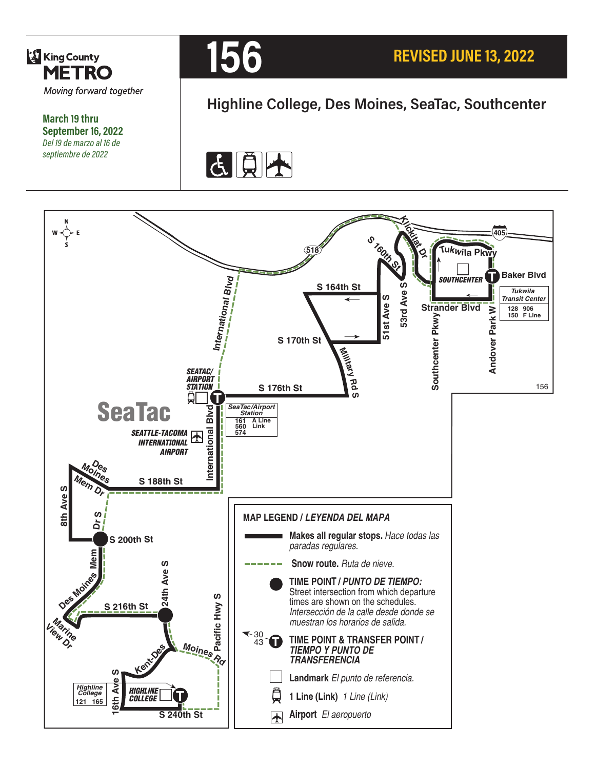King County **METRO**

*Moving forward together*

**March 19 thru September 16, 2022**

*Del 19 de marzo al 16 de septiembre de 2022*

# 156

**REVISED JUNE 13, 2022**

## Highline College, Des Moines, SeaTac, Southcenter

**SEATAC/AIRPORT STATION**

*SeaTac/Airport Station*

| | |
|---|---|
| 161 | A Line |
| 560 | Link |
| 574 | |

**SEATTLE-TACOMA INTERNATIONAL AIRPORT**

**SOUTHCENTER**

*Tukwila Transit Center*

| | |
|---|---|
| 128 | 906 |
| 150 | F Line |

**HIGHLINE COLLEGE**

*Highline College*

| | |
|---|---|
| 121 | 165 |

S 164th St · S 170th St · S 176th St · S 160th St · 51st Ave S · 53rd Ave S · Klickitat Dr · Tukwila Pkwy · Baker Blvd · Strander Blvd · Southcenter Pkwy · Andover Park W · Military Rd S · International Blvd · S 188th St · Des Moines Mem Dr · 8th Ave S · Dr S · S 200th St · Des Moines Mem · Marine View Dr · S 216th St · 24th Ave S · Pacific Hwy S · Kent-Des Moines Rd · 16th Ave S · S 240th St · 518 · 405

## MAP LEGEND / *LEYENDA DEL MAPA*

- **Makes all regular stops.** *Hace todas las paradas regulares.*
- **Snow route.** *Ruta de nieve.*
- **TIME POINT / *PUNTO DE TIEMPO:*** Street intersection from which departure times are shown on the schedules. *Intersección de la calle desde donde se muestran los horarios de salida.*
- **TIME POINT & TRANSFER POINT / *TIEMPO Y PUNTO DE TRANSFERENCIA***
- **Landmark** *El punto de referencia.*
- **1 Line (Link)** *1 Line (Link)*
- **Airport** *El aeropuerto*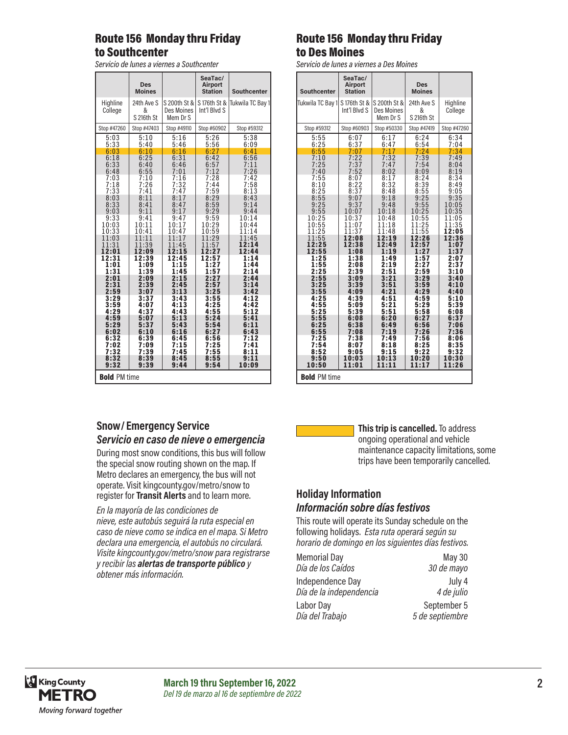## Route 156 Monday thru Friday to Southcenter

*Servicio de lunes a viernes a Southcenter*

| | Des Moines | | SeaTac/ Airport Station | Southcenter |
|---|---|---|---|---|
| Highline College | 24th Ave S & S 216th St | S 200th St & Des Moines Mem Dr S | S 176th St & Int'l Blvd S | Tukwila TC Bay 1 |
| Stop #47260 | Stop #47403 | Stop #49110 | Stop #60902 | Stop #59312 |
| 5:03 | 5:10 | 5:16 | 5:26 | 5:38 |
| 5:33 | 5:40 | 5:46 | 5:56 | 6:09 |
| 6:03 | 6:10 | 6:16 | 6:27 | 6:41 |
| 6:18 | 6:25 | 6:31 | 6:42 | 6:56 |
| 6:33 | 6:40 | 6:46 | 6:57 | 7:11 |
| 6:48 | 6:55 | 7:01 | 7:12 | 7:26 |
| 7:03 | 7:10 | 7:16 | 7:28 | 7:42 |
| 7:18 | 7:26 | 7:32 | 7:44 | 7:58 |
| 7:33 | 7:41 | 7:47 | 7:59 | 8:13 |
| 8:03 | 8:11 | 8:17 | 8:29 | 8:43 |
| 8:33 | 8:41 | 8:47 | 8:59 | 9:14 |
| 9:03 | 9:11 | 9:17 | 9:29 | 9:44 |
| 9:33 | 9:41 | 9:47 | 9:59 | 10:14 |
| 10:03 | 10:11 | 10:17 | 10:29 | 10:44 |
| 10:33 | 10:41 | 10:47 | 10:59 | 11:14 |
| 11:03 | 11:11 | 11:17 | 11:29 | 11:45 |
| 11:31 | 11:39 | 11:45 | 11:57 | **12:14** |
| **12:01** | **12:09** | **12:15** | **12:27** | **12:44** |
| **12:31** | **12:39** | **12:45** | **12:57** | **1:14** |
| **1:01** | **1:09** | **1:15** | **1:27** | **1:44** |
| **1:31** | **1:39** | **1:45** | **1:57** | **2:14** |
| **2:01** | **2:09** | **2:15** | **2:27** | **2:44** |
| **2:31** | **2:39** | **2:45** | **2:57** | **3:14** |
| **2:59** | **3:07** | **3:13** | **3:25** | **3:42** |
| **3:29** | **3:37** | **3:43** | **3:55** | **4:12** |
| **3:59** | **4:07** | **4:13** | **4:25** | **4:42** |
| **4:29** | **4:37** | **4:43** | **4:55** | **5:12** |
| **4:59** | **5:07** | **5:13** | **5:24** | **5:41** |
| **5:29** | **5:37** | **5:43** | **5:54** | **6:11** |
| **6:02** | **6:10** | **6:16** | **6:27** | **6:43** |
| **6:32** | **6:39** | **6:45** | **6:56** | **7:12** |
| **7:02** | **7:09** | **7:15** | **7:25** | **7:41** |
| **7:32** | **7:39** | **7:45** | **7:55** | **8:11** |
| **8:32** | **8:39** | **8:45** | **8:55** | **9:11** |
| **9:32** | **9:39** | **9:44** | **9:54** | **10:09** |

**Bold** PM time

## Route 156 Monday thru Friday to Des Moines

*Servicio de lunes a viernes a Des Moines*

| Southcenter | SeaTac/ Airport Station | | Des Moines | |
|---|---|---|---|---|
| Tukwila TC Bay 1 | S 176th St & Int'l Blvd S | S 200th St & Des Moines Mem Dr S | 24th Ave S & S 216th St | Highline College |
| Stop #59312 | Stop #60903 | Stop #50330 | Stop #47419 | Stop #47260 |
| 5:55 | 6:07 | 6:17 | 6:24 | 6:34 |
| 6:25 | 6:37 | 6:47 | 6:54 | 7:04 |
| 6:55 | 7:07 | 7:17 | 7:24 | 7:34 |
| 7:10 | 7:22 | 7:32 | 7:39 | 7:49 |
| 7:25 | 7:37 | 7:47 | 7:54 | 8:04 |
| 7:40 | 7:52 | 8:02 | 8:09 | 8:19 |
| 7:55 | 8:07 | 8:17 | 8:24 | 8:34 |
| 8:10 | 8:22 | 8:32 | 8:39 | 8:49 |
| 8:25 | 8:37 | 8:48 | 8:55 | 9:05 |
| 8:55 | 9:07 | 9:18 | 9:25 | 9:35 |
| 9:25 | 9:37 | 9:48 | 9:55 | 10:05 |
| 9:55 | 10:07 | 10:18 | 10:25 | 10:35 |
| 10:25 | 10:37 | 10:48 | 10:55 | 11:05 |
| 10:55 | 11:07 | 11:18 | 11:25 | 11:35 |
| 11:25 | 11:37 | 11:48 | 11:55 | **12:05** |
| 11:55 | **12:08** | **12:19** | **12:26** | **12:36** |
| **12:25** | **12:38** | **12:49** | **12:57** | **1:07** |
| **12:55** | **1:08** | **1:19** | **1:27** | **1:37** |
| **1:25** | **1:38** | **1:49** | **1:57** | **2:07** |
| **1:55** | **2:08** | **2:19** | **2:27** | **2:37** |
| **2:25** | **2:39** | **2:51** | **2:59** | **3:10** |
| **2:55** | **3:09** | **3:21** | **3:29** | **3:40** |
| **3:25** | **3:39** | **3:51** | **3:59** | **4:10** |
| **3:55** | **4:09** | **4:21** | **4:29** | **4:40** |
| **4:25** | **4:39** | **4:51** | **4:59** | **5:10** |
| **4:55** | **5:09** | **5:21** | **5:29** | **5:39** |
| **5:25** | **5:39** | **5:51** | **5:58** | **6:08** |
| **5:55** | **6:08** | **6:20** | **6:27** | **6:37** |
| **6:25** | **6:38** | **6:49** | **6:56** | **7:06** |
| **6:55** | **7:08** | **7:19** | **7:26** | **7:36** |
| **7:25** | **7:38** | **7:49** | **7:56** | **8:06** |
| **7:54** | **8:07** | **8:18** | **8:25** | **8:35** |
| **8:52** | **9:05** | **9:15** | **9:22** | **9:32** |
| **9:50** | **10:03** | **10:13** | **10:20** | **10:30** |
| **10:50** | **11:01** | **11:11** | **11:17** | **11:26** |

**Bold** PM time

**This trip is cancelled.** To address ongoing operational and vehicle maintenance capacity limitations, some trips have been temporarily cancelled. (Highlighted trips: 6:03 to Southcenter; 6:55 to Des Moines.)

### Snow/ Emergency Service

### *Servicio en caso de nieve o emergencia*

During most snow conditions, this bus will follow the special snow routing shown on the map. If Metro declares an emergency, the bus will not operate. Visit kingcounty.gov/metro/snow to register for **Transit Alerts** and to learn more.

*En la mayoría de las condiciones de nieve, este autobús seguirá la ruta especial en caso de nieve como se indica en el mapa. Si Metro declara una emergencia, el autobús no circulará. Visite kingcounty.gov/metro/snow para registrarse y recibir las **alertas de transporte público** y obtener más información.*

### Holiday Information

### *Información sobre días festivos*

This route will operate its Sunday schedule on the following holidays. *Esta ruta operará según su horario de domingo en los siguientes días festivos.*

| | |
|---|---|
| Memorial Day *Día de los Caídos* | May 30 *30 de mayo* |
| Independence Day *Día de la independencia* | July 4 *4 de julio* |
| Labor Day *Día del Trabajo* | September 5 *5 de septiembre* |

King County METRO *Moving forward together*

**March 19 thru September 16, 2022**
*Del 19 de marzo al 16 de septiembre de 2022*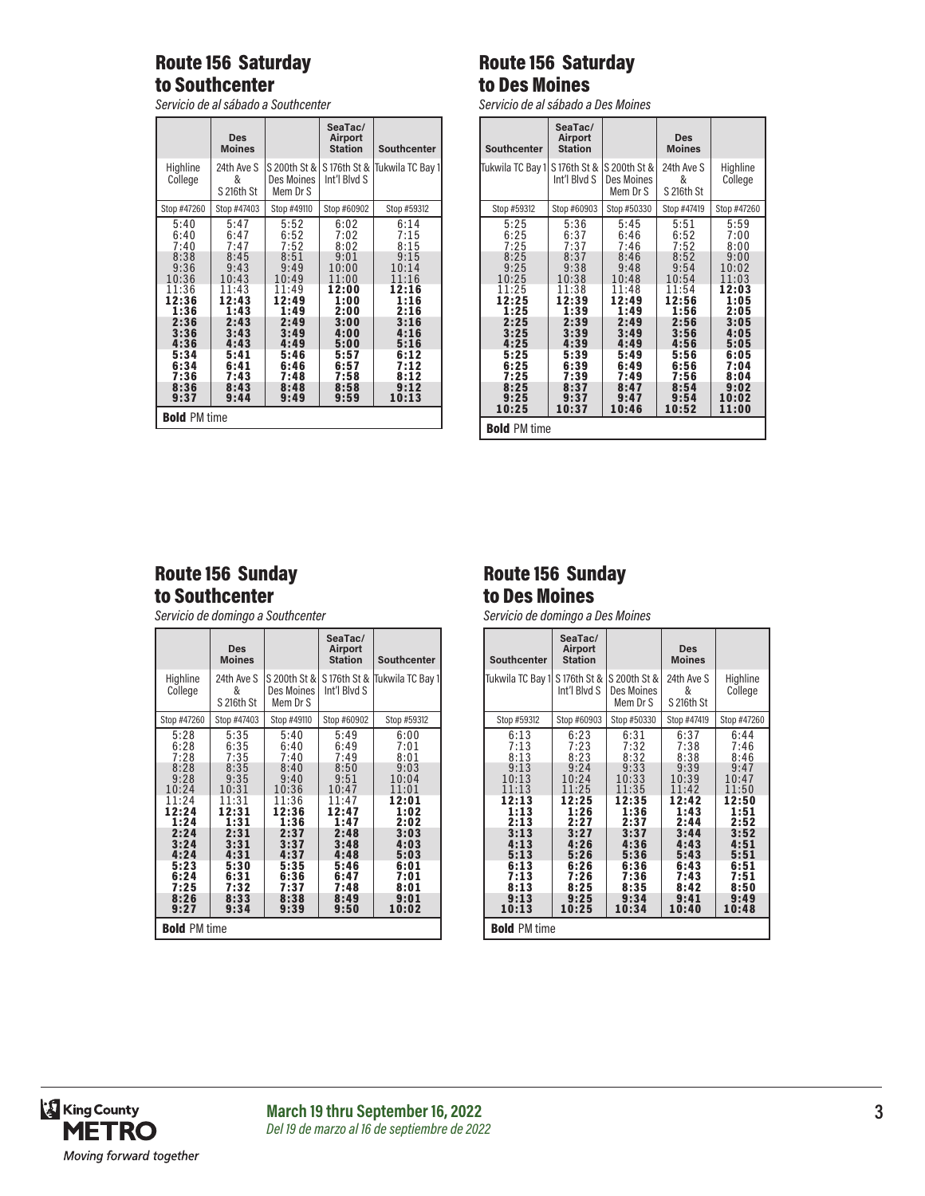## Route 156 Saturday to Southcenter

*Servicio de al sábado a Southcenter*

| | Des Moines | | SeaTac/ Airport Station | Southcenter |
|---|---|---|---|---|
| Highline College | 24th Ave S & S 216th St | S 200th St & Des Moines Mem Dr S | S 176th St & Int'l Blvd S | Tukwila TC Bay 1 |
| Stop #47260 | Stop #47403 | Stop #49110 | Stop #60902 | Stop #59312 |
| 5:40 | 5:47 | 5:52 | 6:02 | 6:14 |
| 6:40 | 6:47 | 6:52 | 7:02 | 7:15 |
| 7:40 | 7:47 | 7:52 | 8:02 | 8:15 |
| 8:38 | 8:45 | 8:51 | 9:01 | 9:15 |
| 9:36 | 9:43 | 9:49 | 10:00 | 10:14 |
| 10:36 | 10:43 | 10:49 | 11:00 | 11:16 |
| 11:36 | 11:43 | 11:49 | **12:00** | **12:16** |
| **12:36** | **12:43** | **12:49** | **1:00** | **1:16** |
| **1:36** | **1:43** | **1:49** | **2:00** | **2:16** |
| **2:36** | **2:43** | **2:49** | **3:00** | **3:16** |
| **3:36** | **3:43** | **3:49** | **4:00** | **4:16** |
| **4:36** | **4:43** | **4:49** | **5:00** | **5:16** |
| **5:34** | **5:41** | **5:46** | **5:57** | **6:12** |
| **6:34** | **6:41** | **6:46** | **6:57** | **7:12** |
| **7:36** | **7:43** | **7:48** | **7:58** | **8:12** |
| **8:36** | **8:43** | **8:48** | **8:58** | **9:12** |
| **9:37** | **9:44** | **9:49** | **9:59** | **10:13** |

**Bold** PM time

## Route 156 Saturday to Des Moines

*Servicio de al sábado a Des Moines*

| Southcenter | SeaTac/ Airport Station | | Des Moines | |
|---|---|---|---|---|
| Tukwila TC Bay 1 | S 176th St & Int'l Blvd S | S 200th St & Des Moines Mem Dr S | 24th Ave S & S 216th St | Highline College |
| Stop #59312 | Stop #60903 | Stop #50330 | Stop #47419 | Stop #47260 |
| 5:25 | 5:36 | 5:45 | 5:51 | 5:59 |
| 6:25 | 6:37 | 6:46 | 6:52 | 7:00 |
| 7:25 | 7:37 | 7:46 | 7:52 | 8:00 |
| 8:25 | 8:37 | 8:46 | 8:52 | 9:00 |
| 9:25 | 9:38 | 9:48 | 9:54 | 10:02 |
| 10:25 | 10:38 | 10:48 | 10:54 | 11:03 |
| 11:25 | 11:38 | 11:48 | 11:54 | **12:03** |
| **12:25** | **12:39** | **12:49** | **12:56** | **1:05** |
| **1:25** | **1:39** | **1:49** | **1:56** | **2:05** |
| **2:25** | **2:39** | **2:49** | **2:56** | **3:05** |
| **3:25** | **3:39** | **3:49** | **3:56** | **4:05** |
| **4:25** | **4:39** | **4:49** | **4:56** | **5:05** |
| **5:25** | **5:39** | **5:49** | **5:56** | **6:05** |
| **6:25** | **6:39** | **6:49** | **6:56** | **7:04** |
| **7:25** | **7:39** | **7:49** | **7:56** | **8:04** |
| **8:25** | **8:37** | **8:47** | **8:54** | **9:02** |
| **9:25** | **9:37** | **9:47** | **9:54** | **10:02** |
| **10:25** | **10:37** | **10:46** | **10:52** | **11:00** |

**Bold** PM time

## Route 156 Sunday to Southcenter

*Servicio de domingo a Southcenter*

| | Des Moines | | SeaTac/ Airport Station | Southcenter |
|---|---|---|---|---|
| Highline College | 24th Ave S & S 216th St | S 200th St & Des Moines Mem Dr S | S 176th St & Int'l Blvd S | Tukwila TC Bay 1 |
| Stop #47260 | Stop #47403 | Stop #49110 | Stop #60902 | Stop #59312 |
| 5:28 | 5:35 | 5:40 | 5:49 | 6:00 |
| 6:28 | 6:35 | 6:40 | 6:49 | 7:01 |
| 7:28 | 7:35 | 7:40 | 7:49 | 8:01 |
| 8:28 | 8:35 | 8:40 | 8:50 | 9:03 |
| 9:28 | 9:35 | 9:40 | 9:51 | 10:04 |
| 10:24 | 10:31 | 10:36 | 10:47 | 11:01 |
| 11:24 | 11:31 | 11:36 | 11:47 | **12:01** |
| **12:24** | **12:31** | **12:36** | **12:47** | **1:02** |
| **1:24** | **1:31** | **1:36** | **1:47** | **2:02** |
| **2:24** | **2:31** | **2:37** | **2:48** | **3:03** |
| **3:24** | **3:31** | **3:37** | **3:48** | **4:03** |
| **4:24** | **4:31** | **4:37** | **4:48** | **5:03** |
| **5:23** | **5:30** | **5:35** | **5:46** | **6:01** |
| **6:24** | **6:31** | **6:36** | **6:47** | **7:01** |
| **7:25** | **7:32** | **7:37** | **7:48** | **8:01** |
| **8:26** | **8:33** | **8:38** | **8:49** | **9:01** |
| **9:27** | **9:34** | **9:39** | **9:50** | **10:02** |

**Bold** PM time

## Route 156 Sunday to Des Moines

*Servicio de domingo a Des Moines*

| Southcenter | SeaTac/ Airport Station | | Des Moines | |
|---|---|---|---|---|
| Tukwila TC Bay 1 | S 176th St & Int'l Blvd S | S 200th St & Des Moines Mem Dr S | 24th Ave S & S 216th St | Highline College |
| Stop #59312 | Stop #60903 | Stop #50330 | Stop #47419 | Stop #47260 |
| 6:13 | 6:23 | 6:31 | 6:37 | 6:44 |
| 7:13 | 7:23 | 7:32 | 7:38 | 7:46 |
| 8:13 | 8:23 | 8:32 | 8:38 | 8:46 |
| 9:13 | 9:24 | 9:33 | 9:39 | 9:47 |
| 10:13 | 10:24 | 10:33 | 10:39 | 10:47 |
| 11:13 | 11:25 | 11:35 | 11:42 | 11:50 |
| **12:13** | **12:25** | **12:35** | **12:42** | **12:50** |
| **1:13** | **1:26** | **1:36** | **1:43** | **1:51** |
| **2:13** | **2:27** | **2:37** | **2:44** | **2:52** |
| **3:13** | **3:27** | **3:37** | **3:44** | **3:52** |
| **4:13** | **4:26** | **4:36** | **4:43** | **4:51** |
| **5:13** | **5:26** | **5:36** | **5:43** | **5:51** |
| **6:13** | **6:26** | **6:36** | **6:43** | **6:51** |
| **7:13** | **7:26** | **7:36** | **7:43** | **7:51** |
| **8:13** | **8:25** | **8:35** | **8:42** | **8:50** |
| **9:13** | **9:25** | **9:34** | **9:41** | **9:49** |
| **10:13** | **10:25** | **10:34** | **10:40** | **10:48** |

**Bold** PM time

King County METRO
*Moving forward together*

**March 19 thru September 16, 2022**
*Del 19 de marzo al 16 de septiembre de 2022*